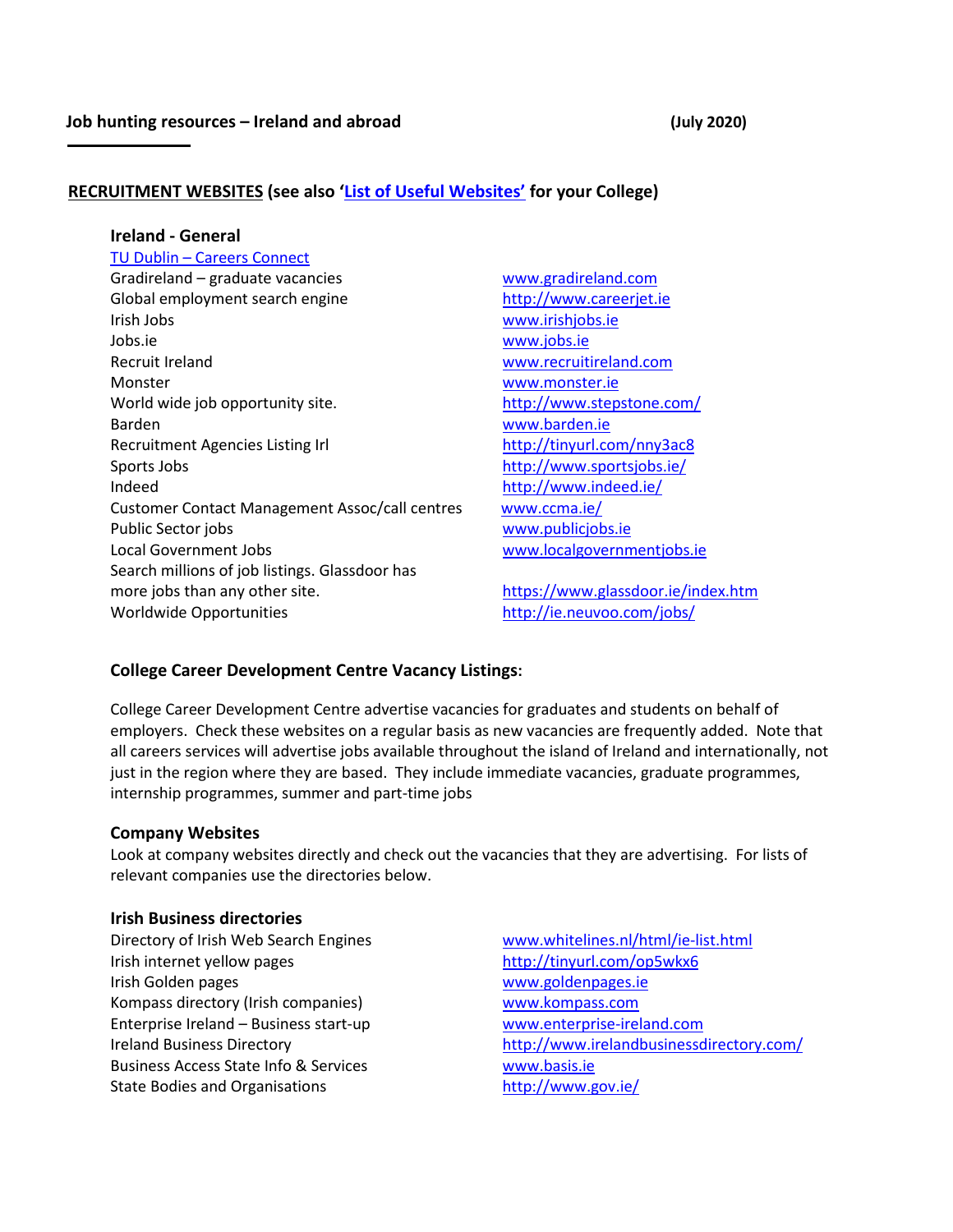**Job hunting resources – Ireland and abroad** **(July 2020)**

## RECRUITMENT WEBSITES (see also 'List of Useful Websites' for your College)

### Ireland - General

TU Dublin – Careers Connect

| | |
|---|---|
| Gradireland – graduate vacancies | www.gradireland.com |
| Global employment search engine | http://www.careerjet.ie |
| Irish Jobs | www.irishjobs.ie |
| Jobs.ie | www.jobs.ie |
| Recruit Ireland | www.recruitireland.com |
| Monster | www.monster.ie |
| World wide job opportunity site. | http://www.stepstone.com/ |
| Barden | www.barden.ie |
| Recruitment Agencies Listing Irl | http://tinyurl.com/nny3ac8 |
| Sports Jobs | http://www.sportsjobs.ie/ |
| Indeed | http://www.indeed.ie/ |
| Customer Contact Management Assoc/call centres | www.ccma.ie/ |
| Public Sector jobs | www.publicjobs.ie |
| Local Government Jobs | www.localgovernmentjobs.ie |
| Search millions of job listings. Glassdoor has more jobs than any other site. | https://www.glassdoor.ie/index.htm |
| Worldwide Opportunities | http://ie.neuvoo.com/jobs/ |

### College Career Development Centre Vacancy Listings:

College Career Development Centre advertise vacancies for graduates and students on behalf of employers. Check these websites on a regular basis as new vacancies are frequently added. Note that all careers services will advertise jobs available throughout the island of Ireland and internationally, not just in the region where they are based. They include immediate vacancies, graduate programmes, internship programmes, summer and part-time jobs

### Company Websites

Look at company websites directly and check out the vacancies that they are advertising. For lists of relevant companies use the directories below.

### Irish Business directories

| | |
|---|---|
| Directory of Irish Web Search Engines | www.whitelines.nl/html/ie-list.html |
| Irish internet yellow pages | http://tinyurl.com/op5wkx6 |
| Irish Golden pages | www.goldenpages.ie |
| Kompass directory (Irish companies) | www.kompass.com |
| Enterprise Ireland – Business start-up | www.enterprise-ireland.com |
| Ireland Business Directory | http://www.irelandbusinessdirectory.com/ |
| Business Access State Info & Services | www.basis.ie |
| State Bodies and Organisations | http://www.gov.ie/ |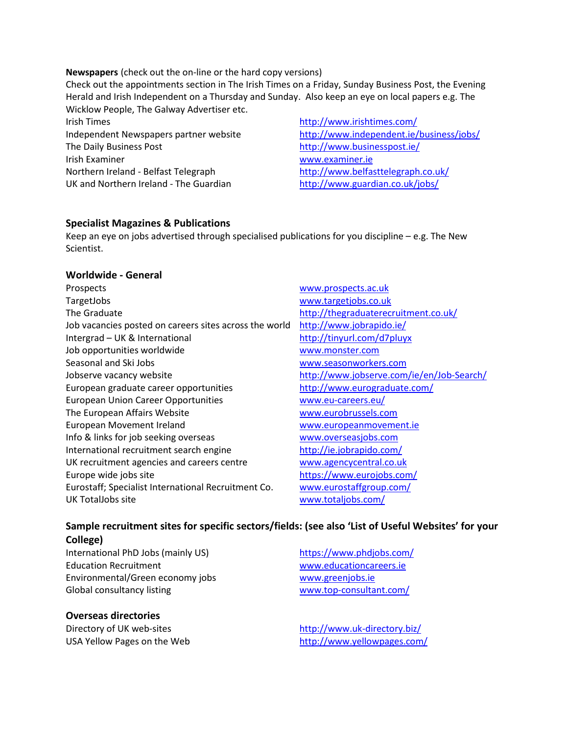**Newspapers** (check out the on-line or the hard copy versions)
Check out the appointments section in The Irish Times on a Friday, Sunday Business Post, the Evening Herald and Irish Independent on a Thursday and Sunday. Also keep an eye on local papers e.g. The Wicklow People, The Galway Advertiser etc.

| | |
|---|---|
| Irish Times | http://www.irishtimes.com/ |
| Independent Newspapers partner website | http://www.independent.ie/business/jobs/ |
| The Daily Business Post | http://www.businesspost.ie/ |
| Irish Examiner | www.examiner.ie |
| Northern Ireland - Belfast Telegraph | http://www.belfasttelegraph.co.uk/ |
| UK and Northern Ireland - The Guardian | http://www.guardian.co.uk/jobs/ |

## Specialist Magazines & Publications

Keep an eye on jobs advertised through specialised publications for you discipline – e.g. The New Scientist.

## Worldwide - General

| | |
|---|---|
| Prospects | www.prospects.ac.uk |
| TargetJobs | www.targetjobs.co.uk |
| The Graduate | http://thegraduaterecruitment.co.uk/ |
| Job vacancies posted on careers sites across the world | http://www.jobrapido.ie/ |
| Intergrad – UK & International | http://tinyurl.com/d7pluyx |
| Job opportunities worldwide | www.monster.com |
| Seasonal and Ski Jobs | www.seasonworkers.com |
| Jobserve vacancy website | http://www.jobserve.com/ie/en/Job-Search/ |
| European graduate career opportunities | http://www.eurograduate.com/ |
| European Union Career Opportunities | www.eu-careers.eu/ |
| The European Affairs Website | www.eurobrussels.com |
| European Movement Ireland | www.europeanmovement.ie |
| Info & links for job seeking overseas | www.overseasjobs.com |
| International recruitment search engine | http://ie.jobrapido.com/ |
| UK recruitment agencies and careers centre | www.agencycentral.co.uk |
| Europe wide jobs site | https://www.eurojobs.com/ |
| Eurostaff; Specialist International Recruitment Co. | www.eurostaffgroup.com/ |
| UK TotalJobs site | www.totaljobs.com/ |

## Sample recruitment sites for specific sectors/fields: (see also 'List of Useful Websites' for your College)

| | |
|---|---|
| International PhD Jobs (mainly US) | https://www.phdjobs.com/ |
| Education Recruitment | www.educationcareers.ie |
| Environmental/Green economy jobs | www.greenjobs.ie |
| Global consultancy listing | www.top-consultant.com/ |

## Overseas directories

| | |
|---|---|
| Directory of UK web-sites | http://www.uk-directory.biz/ |
| USA Yellow Pages on the Web | http://www.yellowpages.com/ |